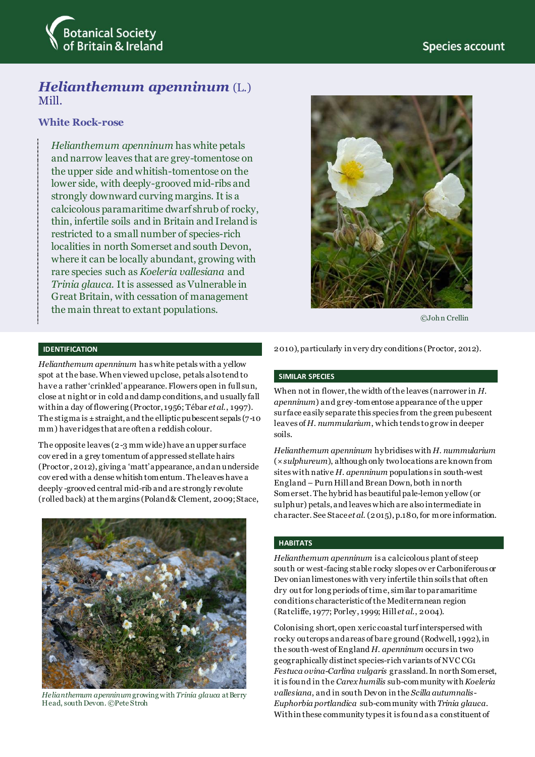# *Helianthemum apenninum* (L.) Mill.

## White Rock-rose

*Helianthemum apenninum* has white petals and narrow leaves that are grey-tomentose on the upper side and whitish-tomentose on the lower side, with deeply-grooved mid-ribs and strongly downward curving margins. It is a calcicolous paramaritime dwarf shrub of rocky, thin, infertile soils and in Britain and Ireland is restricted to a small number of species-rich localities in north Somerset and south Devon, where it can be locally abundant, growing with rare species such as *Koeleria vallesiana* and *Trinia glauca*. It is assessed as Vulnerable in Great Britain, with cessation of management the main threat to extant populations.

©John Crellin

### IDENTIFICATION

*Helianthemum apenninum* has white petals with a yellow spot at the base. When viewed up close, petals also tend to have a rather 'crinkled' appearance. Flowers open in full sun, close at night or in cold and damp conditions, and usually fall within a day of flowering (Proctor, 1956; Tébar *et al.*, 1997). The stigma is ± straight, and the elliptic pubescent sepals (7-10 mm) have ridges that are often a reddish colour.

The opposite leaves (2-3 mm wide) have an upper surface covered in a grey tomentum of appressed stellate hairs (Proctor, 2012), giving a 'matt' appearance, and an underside covered with a dense whitish tomentum. The leaves have a deeply-grooved central mid-rib and are strongly revolute (rolled back) at the margins (Poland & Clement, 2009; Stace, 2010), particularly in very dry conditions (Proctor, 2012).

*Helianthemum apenninum* growing with *Trinia glauca* at Berry Head, south Devon. ©Pete Stroh

### SIMILAR SPECIES

When not in flower, the width of the leaves (narrower in *H. apenninum*) and grey-tomentose appearance of the upper surface easily separate this species from the green pubescent leaves of *H. nummularium*, which tends to grow in deeper soils.

*Helianthemum apenninum* hybridises with *H. nummularium* (× *sulphureum*), although only two locations are known from sites with native *H. apenninum* populations in south-west England – Purn Hill and Brean Down, both in north Somerset. The hybrid has beautiful pale-lemon yellow (or sulphur) petals, and leaves which are also intermediate in character. See Stace *et al.* (2015), p.180, for more information.

### HABITATS

*Helianthemum apenninum* is a calcicolous plant of steep south or west-facing stable rocky slopes over Carboniferous or Devonian limestones with very infertile thin soils that often dry out for long periods of time, similar to paramaritime conditions characteristic of the Mediterranean region (Ratcliffe, 1977; Porley, 1999; Hill *et al.*, 2004).

Colonising short, open xeric coastal turf interspersed with rocky outcrops and areas of bare ground (Rodwell, 1992), in the south-west of England *H. apenninum* occurs in two geographically distinct species-rich variants of NVC CG1 *Festuca ovina-Carlina vulgaris* grassland. In north Somerset, it is found in the *Carex humilis* sub-community with *Koeleria vallesiana*, and in south Devon in the *Scilla autumnalis-Euphorbia portlandica* sub-community with *Trinia glauca*. Within these community types it is found as a constituent of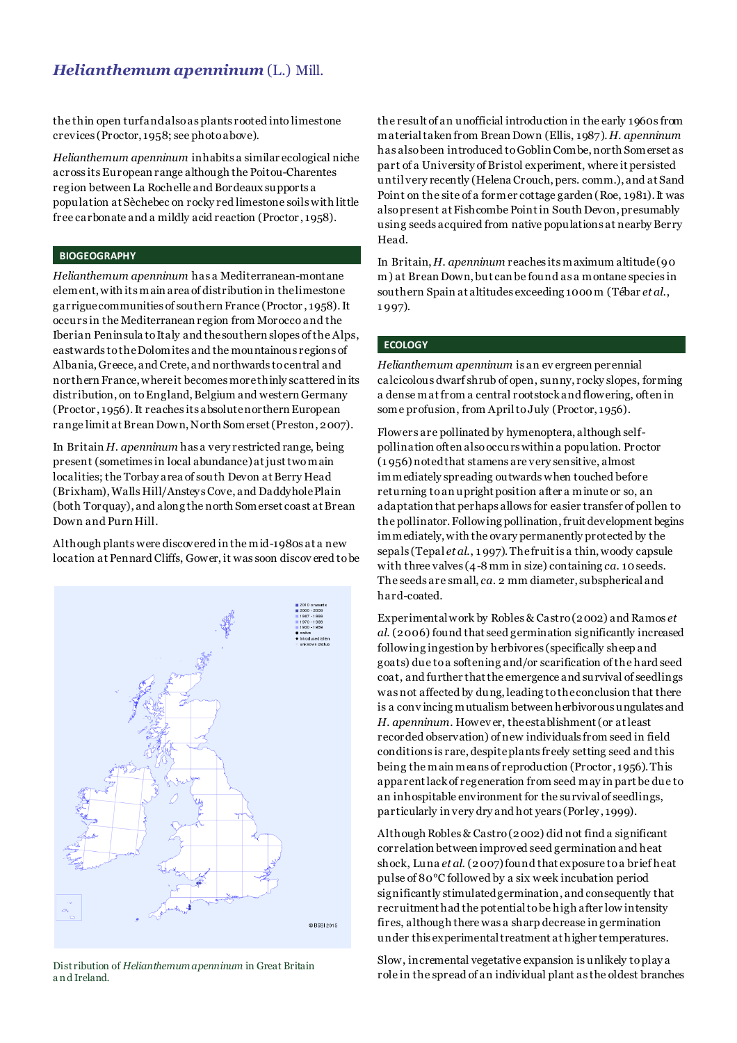the thin open turf and also as plants rooted into limestone crevices (Proctor, 1958; see photo above).

*Helianthemum apenninum* inhabits a similar ecological niche across its European range although the Poitou-Charentes region between La Rochelle and Bordeaux supports a population at Sèchebec on rocky red limestone soils with little free carbonate and a mildly acid reaction (Proctor, 1958).

## BIOGEOGRAPHY

*Helianthemum apenninum* has a Mediterranean-montane element, with its main area of distribution in the limestone garrigue communities of southern France (Proctor, 1958). It occurs in the Mediterranean region from Morocco and the Iberian Peninsula to Italy and the southern slopes of the Alps, eastwards to the Dolomites and the mountainous regions of Albania, Greece, and Crete, and northwards to central and northern France, where it becomes more thinly scattered in its distribution, on to England, Belgium and western Germany (Proctor, 1956). It reaches its absolute northern European range limit at Brean Down, North Somerset (Preston, 2007).

In Britain *H. apenninum* has a very restricted range, being present (sometimes in local abundance) at just two main localities; the Torbay area of south Devon at Berry Head (Brixham), Walls Hill/Ansteys Cove, and Daddyhole Plain (both Torquay), and along the north Somerset coast at Brean Down and Purn Hill.

Although plants were discovered in the mid-1980s at a new location at Pennard Cliffs, Gower, it was soon discovered to be the result of an unofficial introduction in the early 1960s from material taken from Brean Down (Ellis, 1987). *H. apenninum* has also been introduced to Goblin Combe, north Somerset as part of a University of Bristol experiment, where it persisted until very recently (Helena Crouch, pers. comm.), and at Sand Point on the site of a former cottage garden (Roe, 1981). It was also present at Fishcombe Point in South Devon, presumably using seeds acquired from native populations at nearby Berry Head.

In Britain, *H. apenninum* reaches its maximum altitude (90 m) at Brean Down, but can be found as a montane species in southern Spain at altitudes exceeding 1000 m (Tébar *et al.*, 1997).

Distribution of *Helianthemum apenninum* in Great Britain and Ireland.

## ECOLOGY

*Helianthemum apenninum* is an evergreen perennial calcicolous dwarf shrub of open, sunny, rocky slopes, forming a dense mat from a central rootstock and flowering, often in some profusion, from April to July (Proctor, 1956).

Flowers are pollinated by hymenoptera, although self-pollination often also occurs within a population. Proctor (1956) noted that stamens are very sensitive, almost immediately spreading outwards when touched before returning to an upright position after a minute or so, an adaptation that perhaps allows for easier transfer of pollen to the pollinator. Following pollination, fruit development begins immediately, with the ovary permanently protected by the sepals (Tepal *et al.*, 1997). The fruit is a thin, woody capsule with three valves (4-8 mm in size) containing *ca.* 10 seeds. The seeds are small, *ca.* 2 mm diameter, subspherical and hard-coated.

Experimental work by Robles & Castro (2002) and Ramos *et al.* (2006) found that seed germination significantly increased following ingestion by herbivores (specifically sheep and goats) due to a softening and/or scarification of the hard seed coat, and further that the emergence and survival of seedlings was not affected by dung, leading to the conclusion that there is a convincing mutualism between herbivorous ungulates and *H. apenninum*. However, the establishment (or at least recorded observation) of new individuals from seed in field conditions is rare, despite plants freely setting seed and this being the main means of reproduction (Proctor, 1956). This apparent lack of regeneration from seed may in part be due to an inhospitable environment for the survival of seedlings, particularly in very dry and hot years (Porley, 1999).

Although Robles & Castro (2002) did not find a significant correlation between improved seed germination and heat shock, Luna *et al.* (2007) found that exposure to a brief heat pulse of 80°C followed by a six week incubation period significantly stimulated germination, and consequently that recruitment had the potential to be high after low intensity fires, although there was a sharp decrease in germination under this experimental treatment at higher temperatures.

Slow, incremental vegetative expansion is unlikely to play a role in the spread of an individual plant as the oldest branches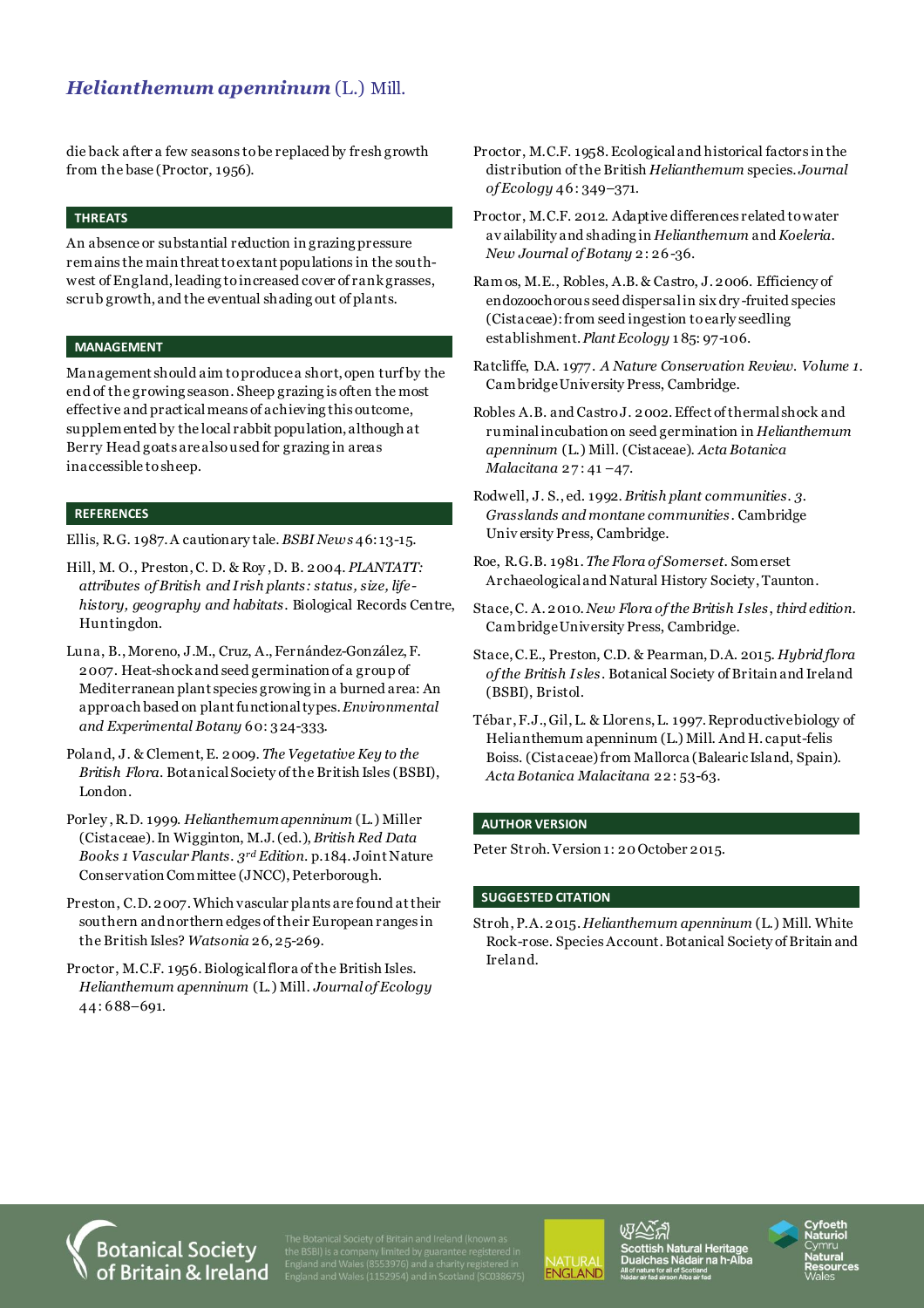die back after a few seasons to be replaced by fresh growth from the base (Proctor, 1956).

## THREATS

An absence or substantial reduction in grazing pressure remains the main threat to extant populations in the south-west of England, leading to increased cover of rank grasses, scrub growth, and the eventual shading out of plants.

## MANAGEMENT

Management should aim to produce a short, open turf by the end of the growing season. Sheep grazing is often the most effective and practical means of achieving this outcome, supplemented by the local rabbit population, although at Berry Head goats are also used for grazing in areas inaccessible to sheep.

## REFERENCES

Ellis, R.G. 1987. A cautionary tale. *BSBI News* 46:13-15.

Hill, M. O., Preston, C. D. & Roy, D. B. 2004. *PLANTATT: attributes of British and Irish plants: status, size, life-history, geography and habitats*. Biological Records Centre, Huntingdon.

Luna, B., Moreno, J.M., Cruz, A., Fernández-González, F. 2007. Heat-shock and seed germination of a group of Mediterranean plant species growing in a burned area: An approach based on plant functional types. *Environmental and Experimental Botany* 60: 324-333.

Poland, J. & Clement, E. 2009. *The Vegetative Key to the British Flora*. Botanical Society of the British Isles (BSBI), London.

Porley, R.D. 1999. *Helianthemum apenninum* (L.) Miller (Cistaceae). In Wigginton, M.J. (ed.), *British Red Data Books 1 Vascular Plants. 3rd Edition*. p.184. Joint Nature Conservation Committee (JNCC), Peterborough.

Preston, C.D. 2007. Which vascular plants are found at their southern and northern edges of their European ranges in the British Isles? *Watsonia* 26, 25-269.

Proctor, M.C.F. 1956. Biological flora of the British Isles. *Helianthemum apenninum* (L.) Mill. *Journal of Ecology* 44: 688–691.

Proctor, M.C.F. 1958. Ecological and historical factors in the distribution of the British *Helianthemum* species. *Journal of Ecology* 46: 349–371.

Proctor, M.C.F. 2012. Adaptive differences related to water availability and shading in *Helianthemum* and *Koeleria*. *New Journal of Botany* 2: 26-36.

Ramos, M.E., Robles, A.B. & Castro, J. 2006. Efficiency of endozoochorous seed dispersal in six dry-fruited species (Cistaceae): from seed ingestion to early seedling establishment. *Plant Ecology* 185: 97-106.

Ratcliffe, D.A. 1977. *A Nature Conservation Review. Volume 1*. Cambridge University Press, Cambridge.

Robles A.B. and Castro J. 2002. Effect of thermal shock and ruminal incubation on seed germination in *Helianthemum apenninum* (L.) Mill. (Cistaceae). *Acta Botanica Malacitana* 27: 41–47.

Rodwell, J. S., ed. 1992. *British plant communities. 3. Grasslands and montane communities*. Cambridge University Press, Cambridge.

Roe, R.G.B. 1981. *The Flora of Somerset*. Somerset Archaeological and Natural History Society, Taunton.

Stace, C. A. 2010. *New Flora of the British Isles, third edition*. Cambridge University Press, Cambridge.

Stace, C.E., Preston, C.D. & Pearman, D.A. 2015. *Hybrid flora of the British Isles*. Botanical Society of Britain and Ireland (BSBI), Bristol.

Tébar, F.J., Gil, L. & Llorens, L. 1997. Reproductive biology of Helianthemum apenninum (L.) Mill. And H. caput-felis Boiss. (Cistaceae) from Mallorca (Balearic Island, Spain). *Acta Botanica Malacitana* 22: 53-63.

## AUTHOR VERSION

Peter Stroh. Version 1: 20 October 2015.

## SUGGESTED CITATION

Stroh, P.A. 2015. *Helianthemum apenninum* (L.) Mill. White Rock-rose. Species Account. Botanical Society of Britain and Ireland.